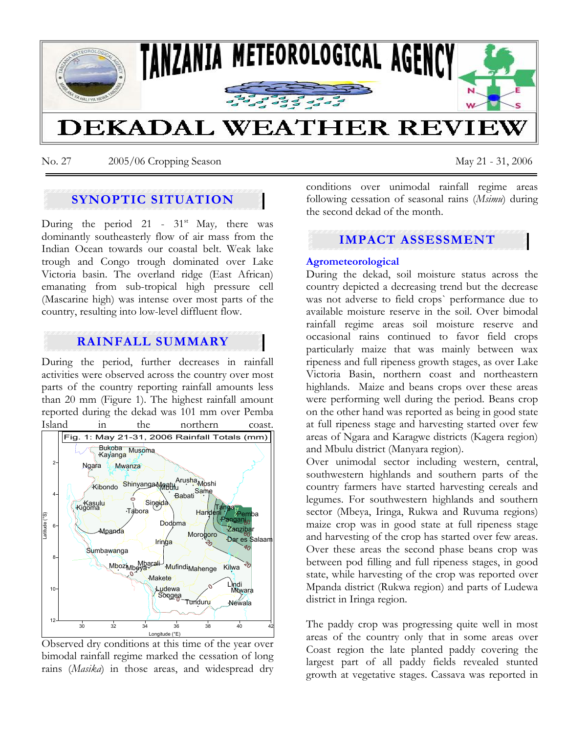# TANZANIA METEOROLOGICAL AGENCY

# DEKADAL WEATHER REVIEW

No. 27 2005/06 Cropping Season May 21 - 31, 2006

## SYNOPTIC SITUATION

During the period 21 - 31[st] May, there was dominantly southeasterly flow of air mass from the Indian Ocean towards our coastal belt. Weak lake trough and Congo trough dominated over Lake Victoria basin. The overland ridge (East African) emanating from sub-tropical high pressure cell (Mascarine high) was intense over most parts of the country, resulting into low-level diffluent flow.

## RAINFALL SUMMARY

During the period, further decreases in rainfall activities were observed across the country over most parts of the country reporting rainfall amounts less than 20 mm (Figure 1). The highest rainfall amount reported during the dekad was 101 mm over Pemba Island in the northern coast.

Fig. 1: May 21-31, 2006 Rainfall Totals (mm)

Observed dry conditions at this time of the year over bimodal rainfall regime marked the cessation of long rains (*Masika*) in those areas, and widespread dry conditions over unimodal rainfall regime areas following cessation of seasonal rains (*Msimu*) during the second dekad of the month.

## IMPACT ASSESSMENT

### Agrometeorological

During the dekad, soil moisture status across the country depicted a decreasing trend but the decrease was not adverse to field crops` performance due to available moisture reserve in the soil. Over bimodal rainfall regime areas soil moisture reserve and occasional rains continued to favor field crops particularly maize that was mainly between wax ripeness and full ripeness growth stages, as over Lake Victoria Basin, northern coast and northeastern highlands. Maize and beans crops over these areas were performing well during the period. Beans crop on the other hand was reported as being in good state at full ripeness stage and harvesting started over few areas of Ngara and Karagwe districts (Kagera region) and Mbulu district (Manyara region).

Over unimodal sector including western, central, southwestern highlands and southern parts of the country farmers have started harvesting cereals and legumes. For southwestern highlands and southern sector (Mbeya, Iringa, Rukwa and Ruvuma regions) maize crop was in good state at full ripeness stage and harvesting of the crop has started over few areas. Over these areas the second phase beans crop was between pod filling and full ripeness stages, in good state, while harvesting of the crop was reported over Mpanda district (Rukwa region) and parts of Ludewa district in Iringa region.

The paddy crop was progressing quite well in most areas of the country only that in some areas over Coast region the late planted paddy covering the largest part of all paddy fields revealed stunted growth at vegetative stages. Cassava was reported in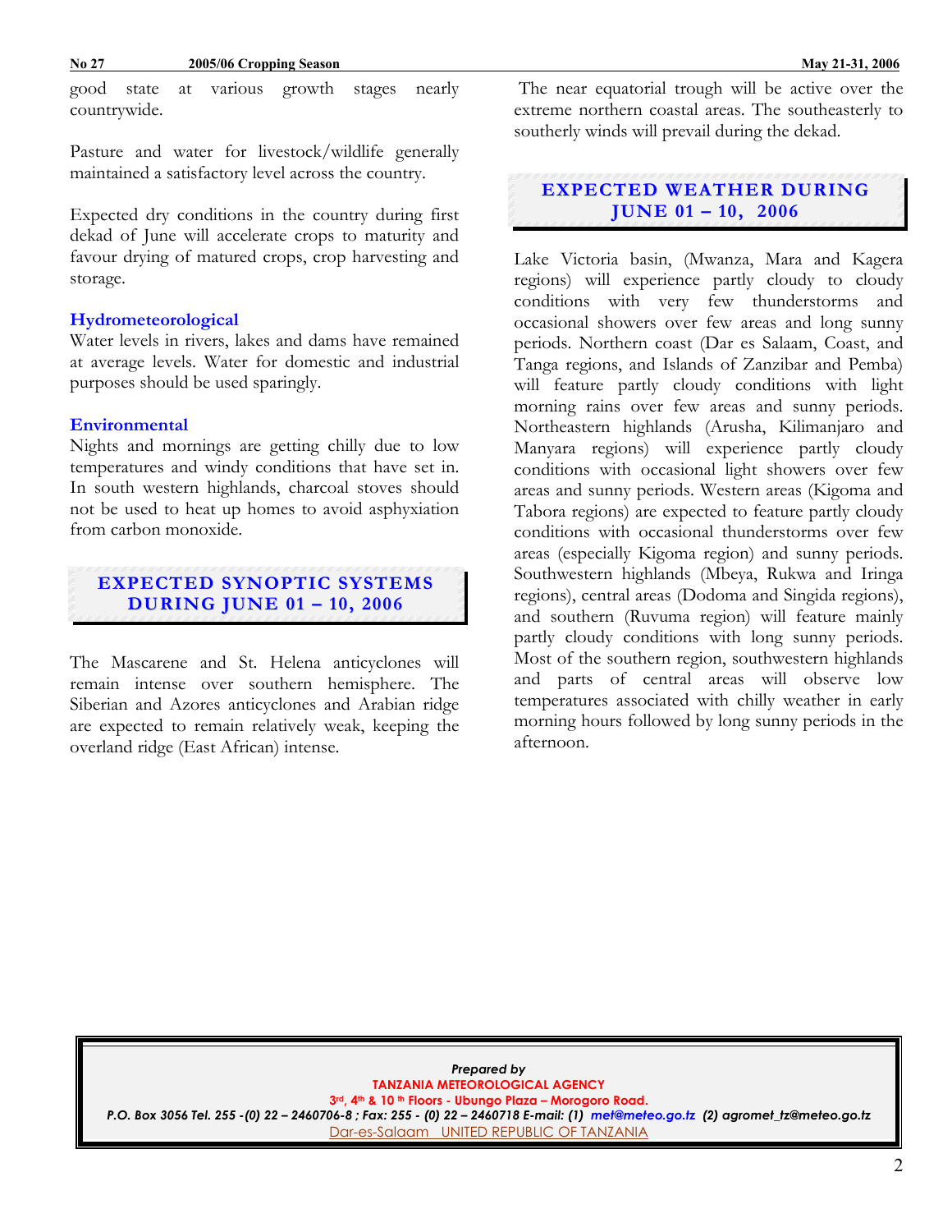good state at various growth stages nearly countrywide.

Pasture and water for livestock/wildlife generally maintained a satisfactory level across the country.

Expected dry conditions in the country during first dekad of June will accelerate crops to maturity and favour drying of matured crops, crop harvesting and storage.

### Hydrometeorological

Water levels in rivers, lakes and dams have remained at average levels. Water for domestic and industrial purposes should be used sparingly.

### Environmental

Nights and mornings are getting chilly due to low temperatures and windy conditions that have set in. In south western highlands, charcoal stoves should not be used to heat up homes to avoid asphyxiation from carbon monoxide.

## EXPECTED SYNOPTIC SYSTEMS DURING JUNE 01 – 10, 2006

The Mascarene and St. Helena anticyclones will remain intense over southern hemisphere. The Siberian and Azores anticyclones and Arabian ridge are expected to remain relatively weak, keeping the overland ridge (East African) intense. The near equatorial trough will be active over the extreme northern coastal areas. The southeasterly to southerly winds will prevail during the dekad.

## EXPECTED WEATHER DURING JUNE 01 – 10, 2006

Lake Victoria basin, (Mwanza, Mara and Kagera regions) will experience partly cloudy to cloudy conditions with very few thunderstorms and occasional showers over few areas and long sunny periods. Northern coast (Dar es Salaam, Coast, and Tanga regions, and Islands of Zanzibar and Pemba) will feature partly cloudy conditions with light morning rains over few areas and sunny periods. Northeastern highlands (Arusha, Kilimanjaro and Manyara regions) will experience partly cloudy conditions with occasional light showers over few areas and sunny periods. Western areas (Kigoma and Tabora regions) are expected to feature partly cloudy conditions with occasional thunderstorms over few areas (especially Kigoma region) and sunny periods. Southwestern highlands (Mbeya, Rukwa and Iringa regions), central areas (Dodoma and Singida regions), and southern (Ruvuma region) will feature mainly partly cloudy conditions with long sunny periods. Most of the southern region, southwestern highlands and parts of central areas will observe low temperatures associated with chilly weather in early morning hours followed by long sunny periods in the afternoon.

*Prepared by*
**TANZANIA METEOROLOGICAL AGENCY**
**3rd, 4th & 10th Floors - Ubungo Plaza – Morogoro Road.**
***P.O. Box 3056 Tel. 255 -(0) 22 – 2460706-8 ; Fax: 255 - (0) 22 – 2460718 E-mail: (1) met@meteo.go.tz (2) agromet_tz@meteo.go.tz***
Dar-es-Salaam UNITED REPUBLIC OF TANZANIA